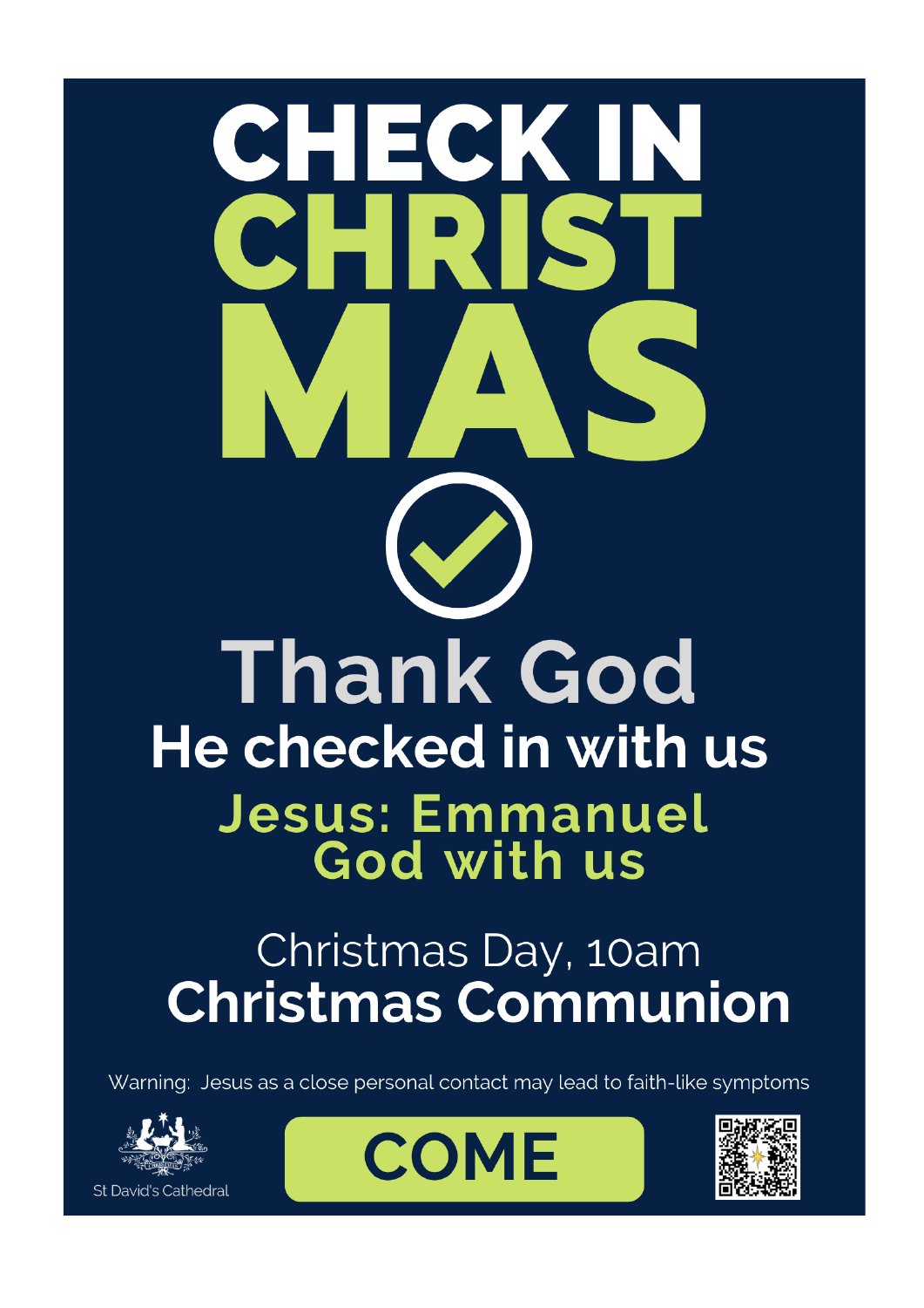# CHECK IN CHRISTMAS

## Thank God

### He checked in with us

**Jesus: Emmanuel**
**God with us**

Christmas Day, 10am

**Christmas Communion**

Warning: Jesus as a close personal contact may lead to faith-like symptoms

St David's Cathedral

**COME**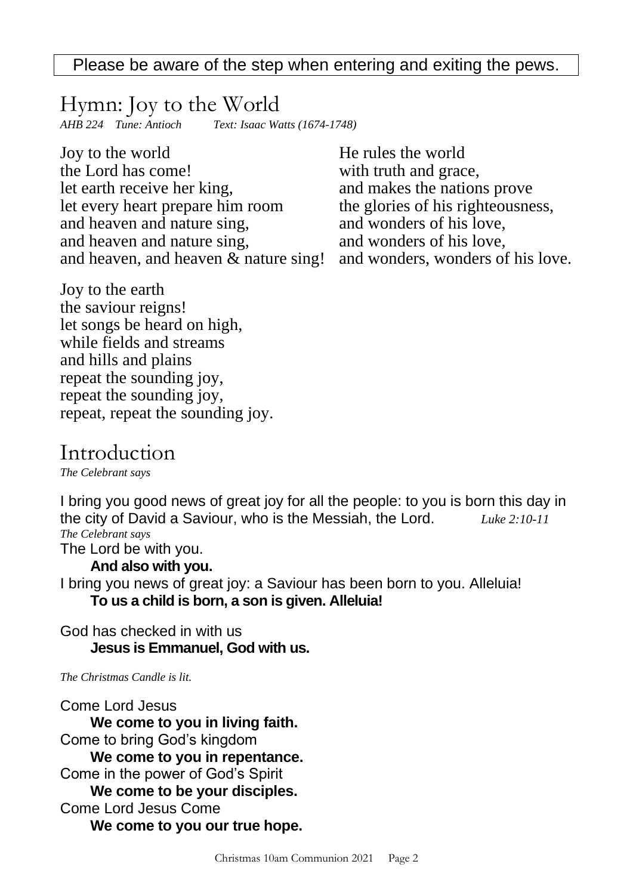Please be aware of the step when entering and exiting the pews.

# Hymn: Joy to the World

*AHB 224 Tune: Antioch Text: Isaac Watts (1674-1748)*

Joy to the world
the Lord has come!
let earth receive her king,
let every heart prepare him room
and heaven and nature sing,
and heaven and nature sing,
and heaven, and heaven & nature sing!

Joy to the earth
the saviour reigns!
let songs be heard on high,
while fields and streams
and hills and plains
repeat the sounding joy,
repeat the sounding joy,
repeat, repeat the sounding joy.

He rules the world
with truth and grace,
and makes the nations prove
the glories of his righteousness,
and wonders of his love,
and wonders of his love,
and wonders, wonders of his love.

# Introduction

*The Celebrant says*

I bring you good news of great joy for all the people: to you is born this day in the city of David a Saviour, who is the Messiah, the Lord. *Luke 2:10-11*

*The Celebrant says*

The Lord be with you.
**And also with you.**

I bring you news of great joy: a Saviour has been born to you. Alleluia!
**To us a child is born, a son is given. Alleluia!**

God has checked in with us
**Jesus is Emmanuel, God with us.**

*The Christmas Candle is lit.*

Come Lord Jesus
**We come to you in living faith.**
Come to bring God's kingdom
**We come to you in repentance.**
Come in the power of God's Spirit
**We come to be your disciples.**
Come Lord Jesus Come
**We come to you our true hope.**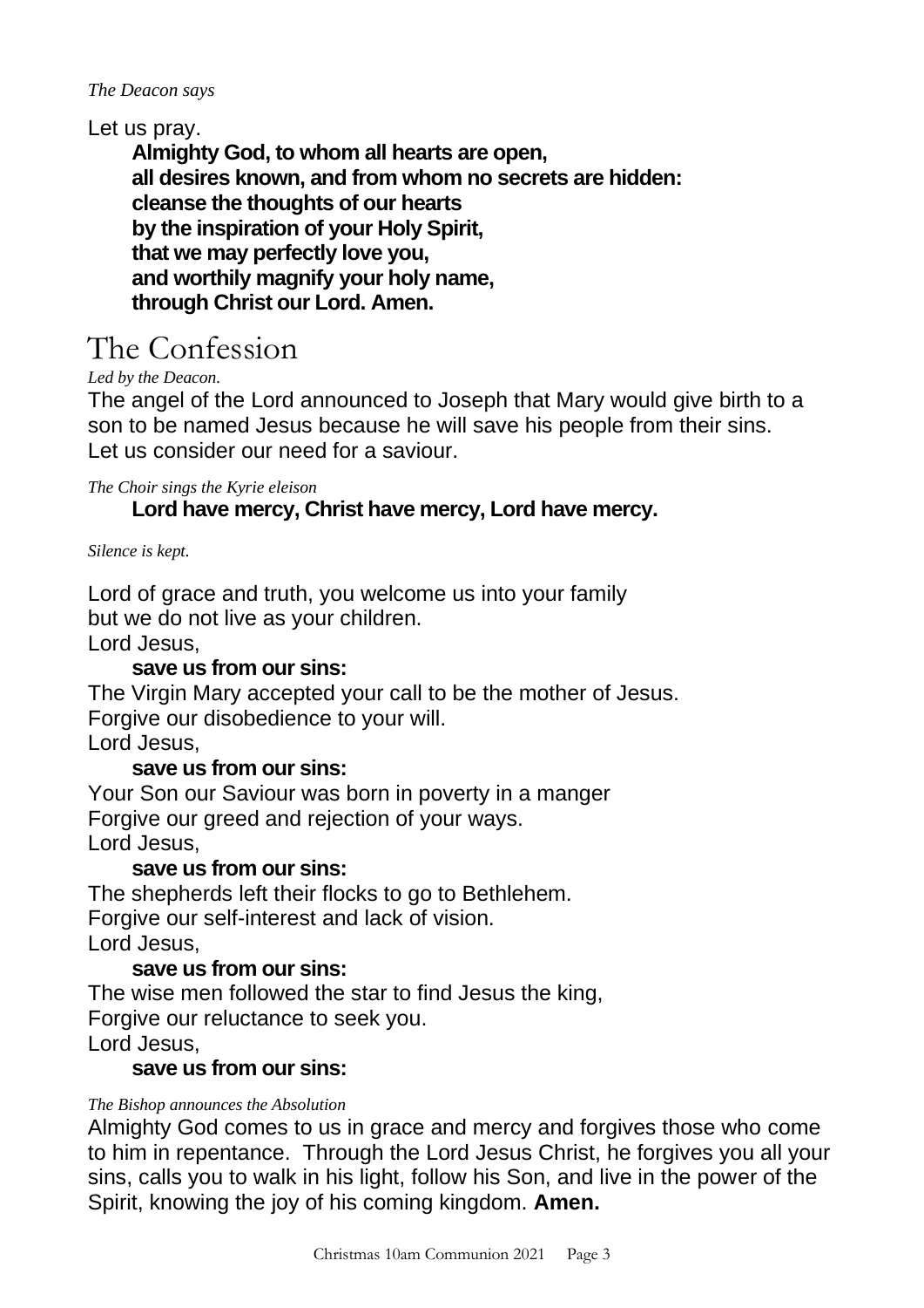*The Deacon says*

Let us pray.

**Almighty God, to whom all hearts are open,**
**all desires known, and from whom no secrets are hidden:**
**cleanse the thoughts of our hearts**
**by the inspiration of your Holy Spirit,**
**that we may perfectly love you,**
**and worthily magnify your holy name,**
**through Christ our Lord. Amen.**

# The Confession

*Led by the Deacon.*

The angel of the Lord announced to Joseph that Mary would give birth to a son to be named Jesus because he will save his people from their sins.
Let us consider our need for a saviour.

*The Choir sings the Kyrie eleison*

**Lord have mercy, Christ have mercy, Lord have mercy.**

*Silence is kept.*

Lord of grace and truth, you welcome us into your family
but we do not live as your children.
Lord Jesus,
**save us from our sins:**
The Virgin Mary accepted your call to be the mother of Jesus.
Forgive our disobedience to your will.
Lord Jesus,
**save us from our sins:**
Your Son our Saviour was born in poverty in a manger
Forgive our greed and rejection of your ways.
Lord Jesus,
**save us from our sins:**
The shepherds left their flocks to go to Bethlehem.
Forgive our self-interest and lack of vision.
Lord Jesus,
**save us from our sins:**
The wise men followed the star to find Jesus the king,
Forgive our reluctance to seek you.
Lord Jesus,
**save us from our sins:**

*The Bishop announces the Absolution*

Almighty God comes to us in grace and mercy and forgives those who come to him in repentance. Through the Lord Jesus Christ, he forgives you all your sins, calls you to walk in his light, follow his Son, and live in the power of the Spirit, knowing the joy of his coming kingdom. **Amen.**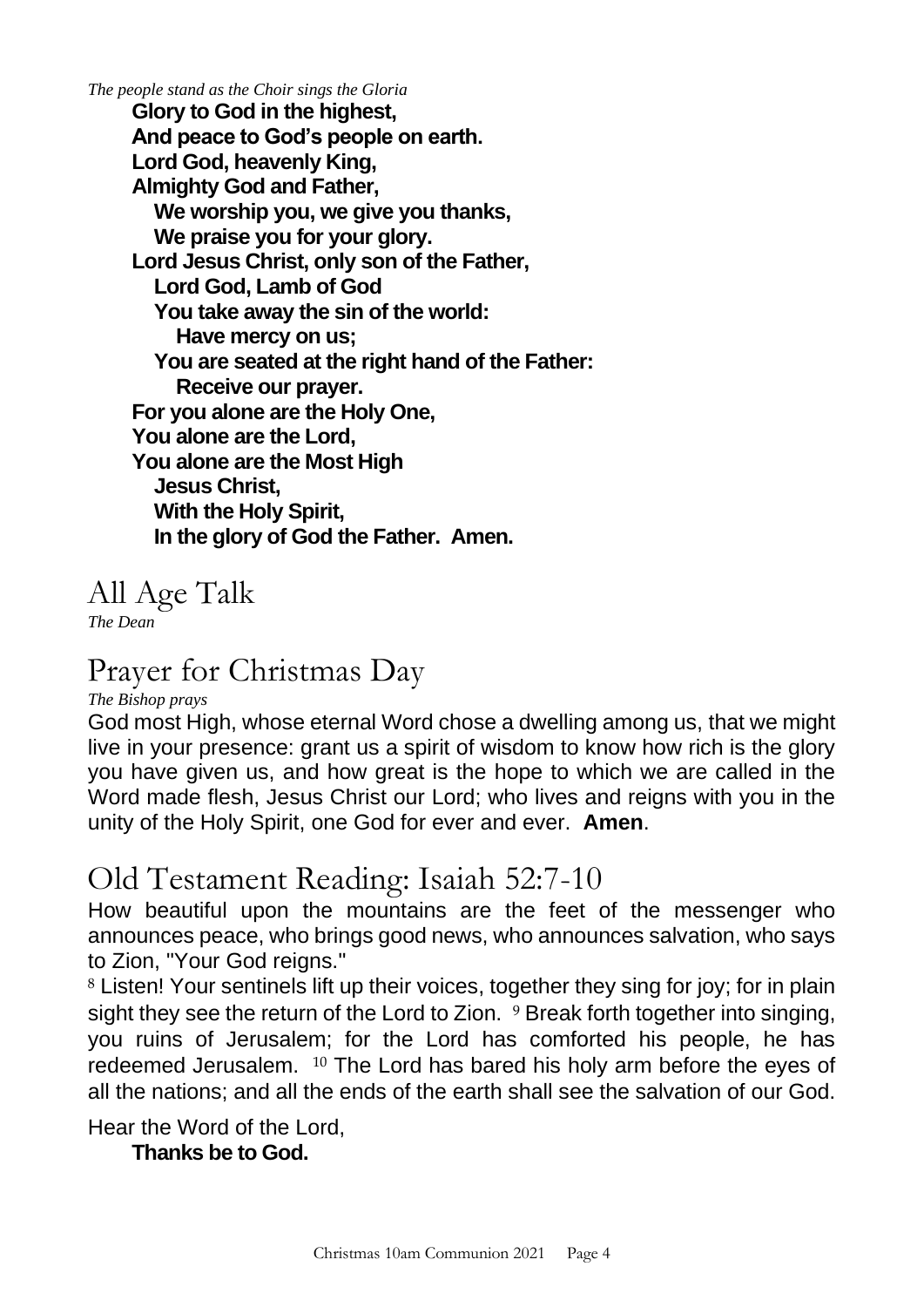*The people stand as the Choir sings the Gloria*

**Glory to God in the highest,**
**And peace to God's people on earth.**
**Lord God, heavenly King,**
**Almighty God and Father,**
**We worship you, we give you thanks,**
**We praise you for your glory.**
**Lord Jesus Christ, only son of the Father,**
**Lord God, Lamb of God**
**You take away the sin of the world:**
**Have mercy on us;**
**You are seated at the right hand of the Father:**
**Receive our prayer.**
**For you alone are the Holy One,**
**You alone are the Lord,**
**You alone are the Most High**
**Jesus Christ,**
**With the Holy Spirit,**
**In the glory of God the Father. Amen.**

# All Age Talk

*The Dean*

# Prayer for Christmas Day

*The Bishop prays*

God most High, whose eternal Word chose a dwelling among us, that we might live in your presence: grant us a spirit of wisdom to know how rich is the glory you have given us, and how great is the hope to which we are called in the Word made flesh, Jesus Christ our Lord; who lives and reigns with you in the unity of the Holy Spirit, one God for ever and ever. **Amen**.

# Old Testament Reading: Isaiah 52:7-10

How beautiful upon the mountains are the feet of the messenger who announces peace, who brings good news, who announces salvation, who says to Zion, "Your God reigns."

[8] Listen! Your sentinels lift up their voices, together they sing for joy; for in plain sight they see the return of the Lord to Zion. [9] Break forth together into singing, you ruins of Jerusalem; for the Lord has comforted his people, he has redeemed Jerusalem. [10] The Lord has bared his holy arm before the eyes of all the nations; and all the ends of the earth shall see the salvation of our God.

Hear the Word of the Lord,
**Thanks be to God.**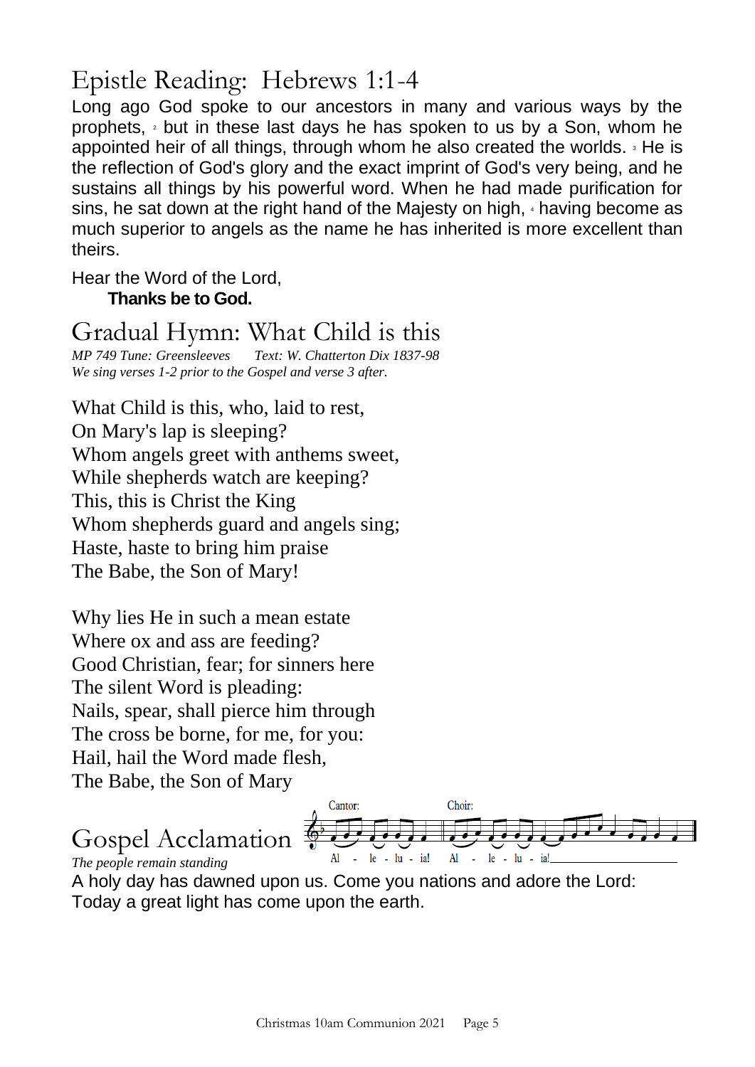# Epistle Reading: Hebrews 1:1-4

Long ago God spoke to our ancestors in many and various ways by the prophets, [2] but in these last days he has spoken to us by a Son, whom he appointed heir of all things, through whom he also created the worlds. [3] He is the reflection of God's glory and the exact imprint of God's very being, and he sustains all things by his powerful word. When he had made purification for sins, he sat down at the right hand of the Majesty on high, [4] having become as much superior to angels as the name he has inherited is more excellent than theirs.

Hear the Word of the Lord,

**Thanks be to God.**

# Gradual Hymn: What Child is this

*MP 749 Tune: Greensleeves Text: W. Chatterton Dix 1837-98*

*We sing verses 1-2 prior to the Gospel and verse 3 after.*

What Child is this, who, laid to rest,
On Mary's lap is sleeping?
Whom angels greet with anthems sweet,
While shepherds watch are keeping?
This, this is Christ the King
Whom shepherds guard and angels sing;
Haste, haste to bring him praise
The Babe, the Son of Mary!

Why lies He in such a mean estate
Where ox and ass are feeding?
Good Christian, fear; for sinners here
The silent Word is pleading:
Nails, spear, shall pierce him through
The cross be borne, for me, for you:
Hail, hail the Word made flesh,
The Babe, the Son of Mary

# Gospel Acclamation

Cantor: Al - le - lu - ia! Choir: Al - le - lu - ia!

*The people remain standing*

A holy day has dawned upon us. Come you nations and adore the Lord:
Today a great light has come upon the earth.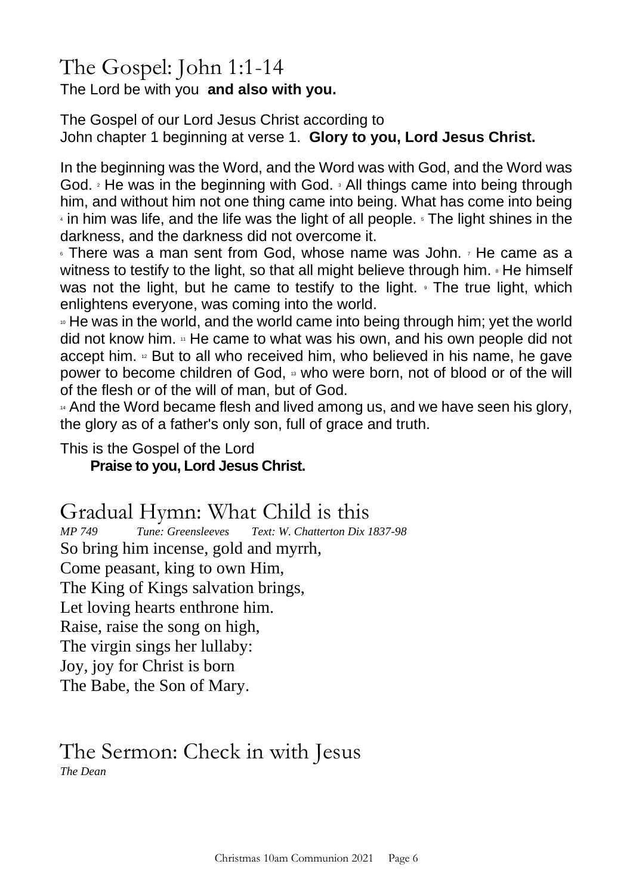# The Gospel: John 1:1-14

The Lord be with you **and also with you.**

The Gospel of our Lord Jesus Christ according to John chapter 1 beginning at verse 1. **Glory to you, Lord Jesus Christ.**

In the beginning was the Word, and the Word was with God, and the Word was God. [2] He was in the beginning with God. [3] All things came into being through him, and without him not one thing came into being. What has come into being [4] in him was life, and the life was the light of all people. [5] The light shines in the darkness, and the darkness did not overcome it.

[6] There was a man sent from God, whose name was John. [7] He came as a witness to testify to the light, so that all might believe through him. [8] He himself was not the light, but he came to testify to the light. [9] The true light, which enlightens everyone, was coming into the world.

[10] He was in the world, and the world came into being through him; yet the world did not know him. [11] He came to what was his own, and his own people did not accept him. [12] But to all who received him, who believed in his name, he gave power to become children of God, [13] who were born, not of blood or of the will of the flesh or of the will of man, but of God.

[14] And the Word became flesh and lived among us, and we have seen his glory, the glory as of a father's only son, full of grace and truth.

This is the Gospel of the Lord

**Praise to you, Lord Jesus Christ.**

# Gradual Hymn: What Child is this

*MP 749 Tune: Greensleeves Text: W. Chatterton Dix 1837-98*

So bring him incense, gold and myrrh,
Come peasant, king to own Him,
The King of Kings salvation brings,
Let loving hearts enthrone him.
Raise, raise the song on high,
The virgin sings her lullaby:
Joy, joy for Christ is born
The Babe, the Son of Mary.

# The Sermon: Check in with Jesus

*The Dean*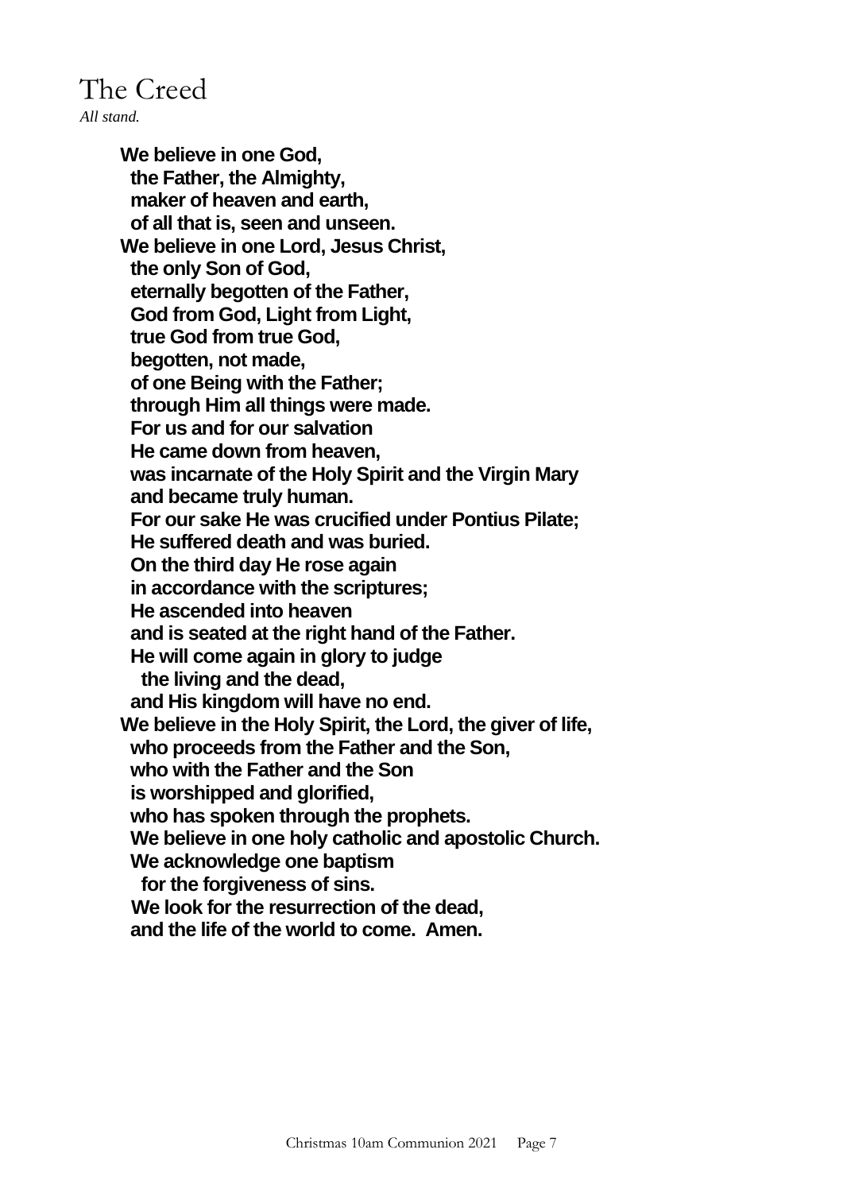# The Creed

*All stand.*

**We believe in one God,**
**the Father, the Almighty,**
**maker of heaven and earth,**
**of all that is, seen and unseen.**
**We believe in one Lord, Jesus Christ,**
**the only Son of God,**
**eternally begotten of the Father,**
**God from God, Light from Light,**
**true God from true God,**
**begotten, not made,**
**of one Being with the Father;**
**through Him all things were made.**
**For us and for our salvation**
**He came down from heaven,**
**was incarnate of the Holy Spirit and the Virgin Mary**
**and became truly human.**
**For our sake He was crucified under Pontius Pilate;**
**He suffered death and was buried.**
**On the third day He rose again**
**in accordance with the scriptures;**
**He ascended into heaven**
**and is seated at the right hand of the Father.**
**He will come again in glory to judge**
**the living and the dead,**
**and His kingdom will have no end.**
**We believe in the Holy Spirit, the Lord, the giver of life,**
**who proceeds from the Father and the Son,**
**who with the Father and the Son**
**is worshipped and glorified,**
**who has spoken through the prophets.**
**We believe in one holy catholic and apostolic Church.**
**We acknowledge one baptism**
**for the forgiveness of sins.**
**We look for the resurrection of the dead,**
**and the life of the world to come. Amen.**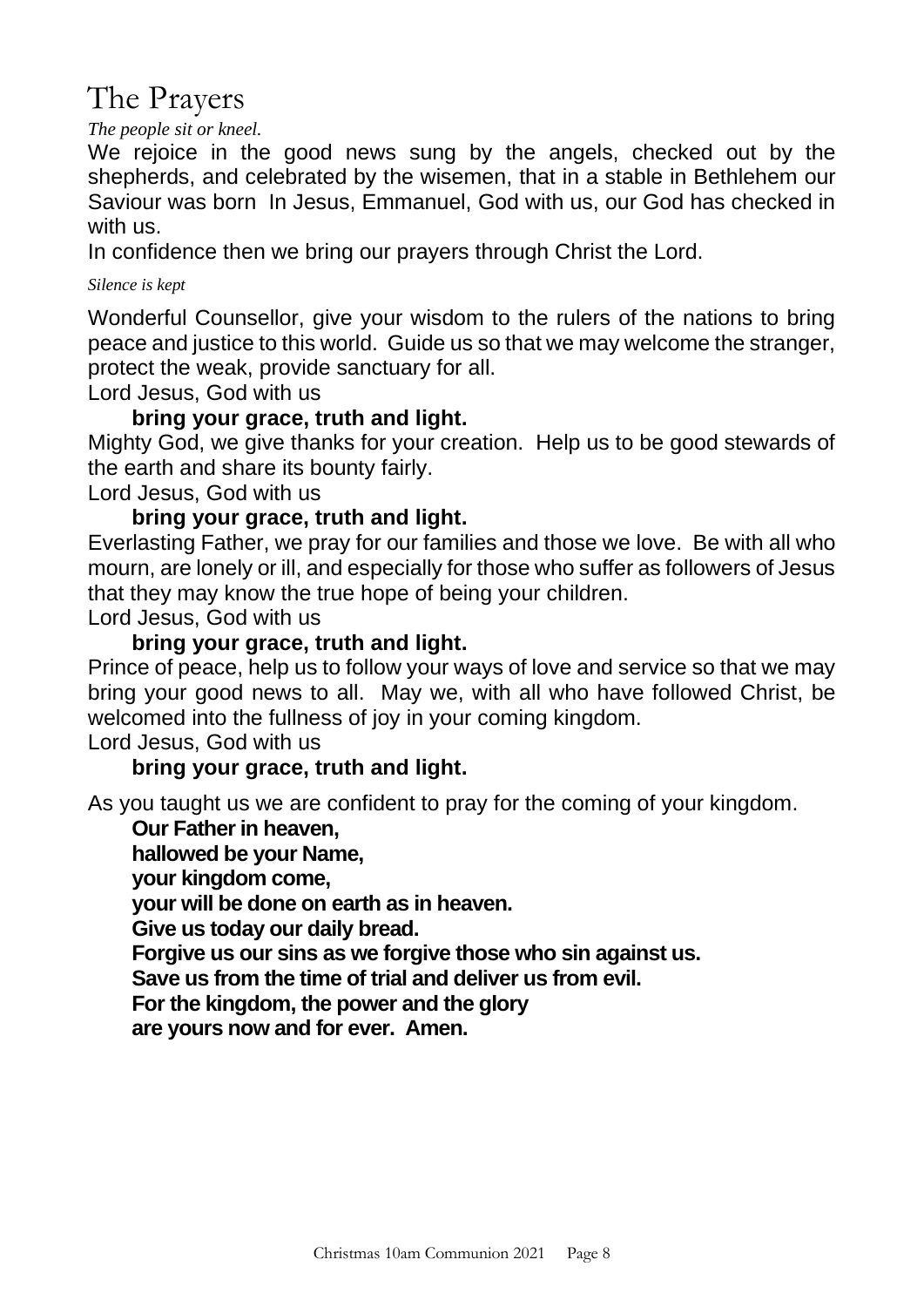# The Prayers

*The people sit or kneel.*

We rejoice in the good news sung by the angels, checked out by the shepherds, and celebrated by the wisemen, that in a stable in Bethlehem our Saviour was born  In Jesus, Emmanuel, God with us, our God has checked in with us.

In confidence then we bring our prayers through Christ the Lord.

*Silence is kept*

Wonderful Counsellor, give your wisdom to the rulers of the nations to bring peace and justice to this world.  Guide us so that we may welcome the stranger, protect the weak, provide sanctuary for all.

Lord Jesus, God with us

**bring your grace, truth and light.**

Mighty God, we give thanks for your creation.  Help us to be good stewards of the earth and share its bounty fairly.

Lord Jesus, God with us

**bring your grace, truth and light.**

Everlasting Father, we pray for our families and those we love.  Be with all who mourn, are lonely or ill, and especially for those who suffer as followers of Jesus that they may know the true hope of being your children.

Lord Jesus, God with us

**bring your grace, truth and light.**

Prince of peace, help us to follow your ways of love and service so that we may bring your good news to all.  May we, with all who have followed Christ, be welcomed into the fullness of joy in your coming kingdom.

Lord Jesus, God with us

**bring your grace, truth and light.**

As you taught us we are confident to pray for the coming of your kingdom.

**Our Father in heaven,**
**hallowed be your Name,**
**your kingdom come,**
**your will be done on earth as in heaven.**
**Give us today our daily bread.**
**Forgive us our sins as we forgive those who sin against us.**
**Save us from the time of trial and deliver us from evil.**
**For the kingdom, the power and the glory**
**are yours now and for ever.  Amen.**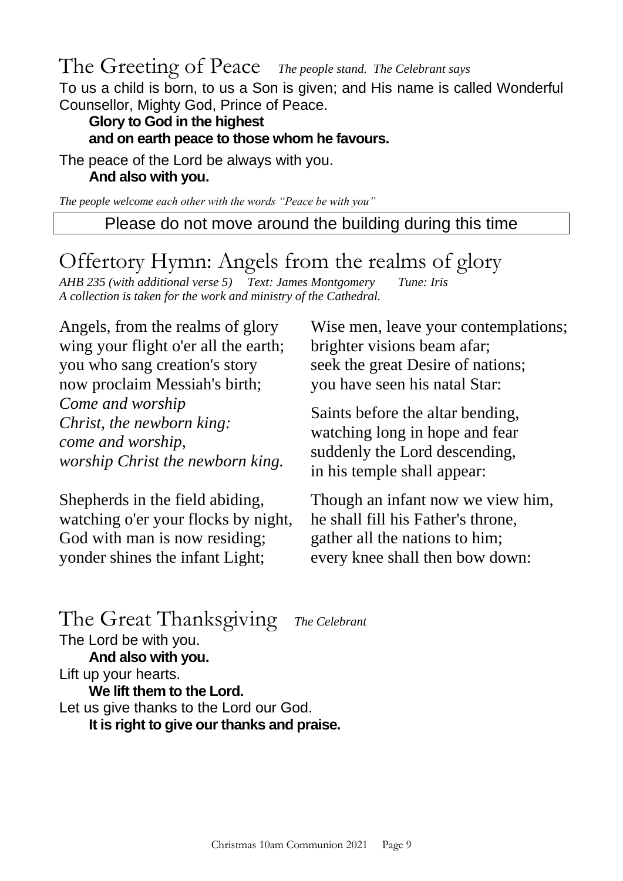## The Greeting of Peace *The people stand. The Celebrant says*

To us a child is born, to us a Son is given; and His name is called Wonderful Counsellor, Mighty God, Prince of Peace.

**Glory to God in the highest**
**and on earth peace to those whom he favours.**

The peace of the Lord be always with you.

**And also with you.**

*The people welcome each other with the words "Peace be with you"*

Please do not move around the building during this time

## Offertory Hymn: Angels from the realms of glory

*AHB 235 (with additional verse 5) Text: James Montgomery Tune: Iris*
*A collection is taken for the work and ministry of the Cathedral.*

Angels, from the realms of glory
wing your flight o'er all the earth;
you who sang creation's story
now proclaim Messiah's birth;
*Come and worship*
*Christ, the newborn king:*
*come and worship,*
*worship Christ the newborn king.*

Shepherds in the field abiding,
watching o'er your flocks by night,
God with man is now residing;
yonder shines the infant Light;

Wise men, leave your contemplations;
brighter visions beam afar;
seek the great Desire of nations;
you have seen his natal Star:

Saints before the altar bending,
watching long in hope and fear
suddenly the Lord descending,
in his temple shall appear:

Though an infant now we view him,
he shall fill his Father's throne,
gather all the nations to him;
every knee shall then bow down:

## The Great Thanksgiving *The Celebrant*

The Lord be with you.

**And also with you.**

Lift up your hearts.

**We lift them to the Lord.**

Let us give thanks to the Lord our God.

**It is right to give our thanks and praise.**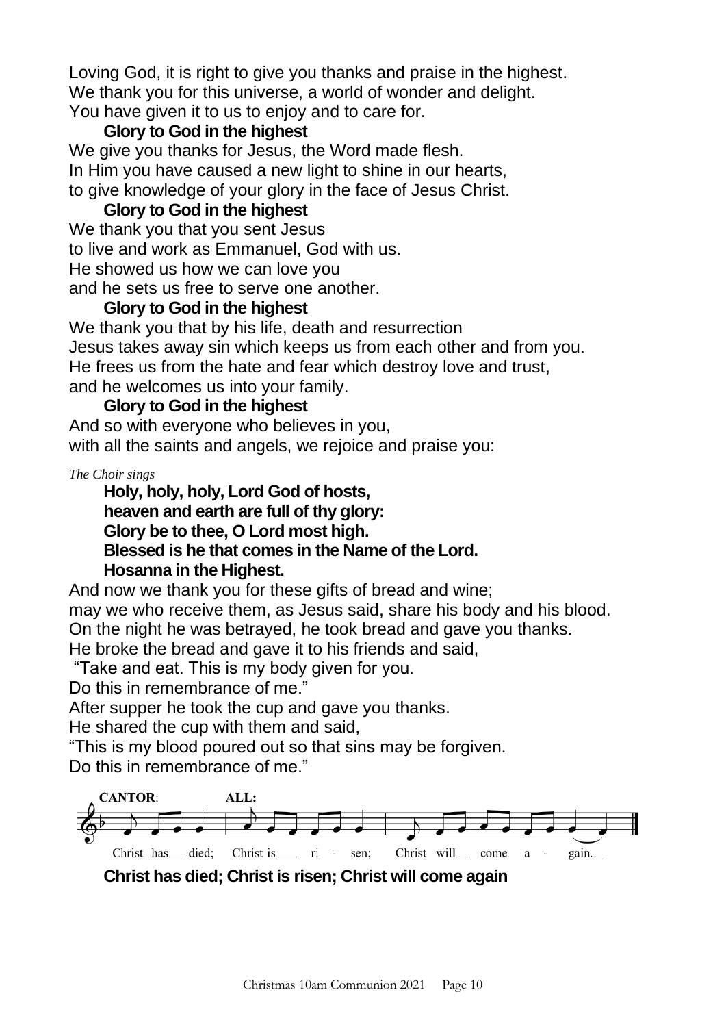Loving God, it is right to give you thanks and praise in the highest.
We thank you for this universe, a world of wonder and delight.
You have given it to us to enjoy and to care for.

**Glory to God in the highest**

We give you thanks for Jesus, the Word made flesh.
In Him you have caused a new light to shine in our hearts,
to give knowledge of your glory in the face of Jesus Christ.

**Glory to God in the highest**

We thank you that you sent Jesus
to live and work as Emmanuel, God with us.
He showed us how we can love you
and he sets us free to serve one another.

**Glory to God in the highest**

We thank you that by his life, death and resurrection
Jesus takes away sin which keeps us from each other and from you.
He frees us from the hate and fear which destroy love and trust,
and he welcomes us into your family.

**Glory to God in the highest**

And so with everyone who believes in you,
with all the saints and angels, we rejoice and praise you:

*The Choir sings*

**Holy, holy, holy, Lord God of hosts,**
**heaven and earth are full of thy glory:**
**Glory be to thee, O Lord most high.**
**Blessed is he that comes in the Name of the Lord.**
**Hosanna in the Highest.**

And now we thank you for these gifts of bread and wine;
may we who receive them, as Jesus said, share his body and his blood.
On the night he was betrayed, he took bread and gave you thanks.
He broke the bread and gave it to his friends and said,
"Take and eat. This is my body given for you.
Do this in remembrance of me."
After supper he took the cup and gave you thanks.
He shared the cup with them and said,
"This is my blood poured out so that sins may be forgiven.
Do this in remembrance of me."

**CANTOR:** Christ has died; **ALL:** Christ is ri - sen; Christ will come a - gain.

**Christ has died; Christ is risen; Christ will come again**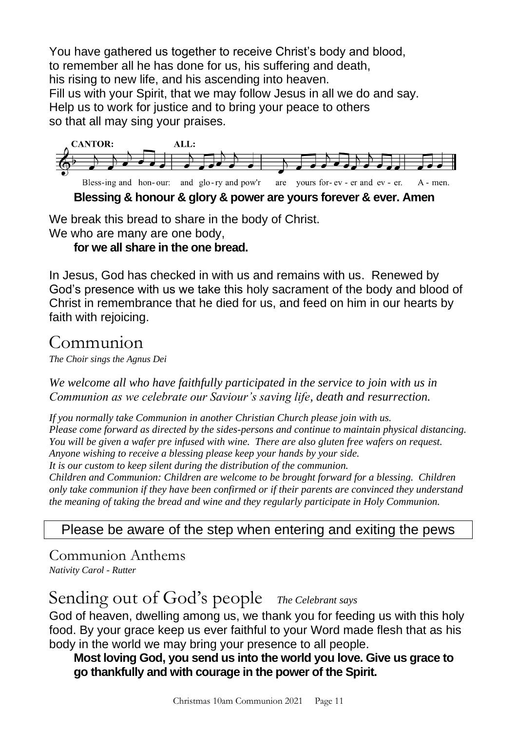You have gathered us together to receive Christ's body and blood,
to remember all he has done for us, his suffering and death,
his rising to new life, and his ascending into heaven.
Fill us with your Spirit, that we may follow Jesus in all we do and say.
Help us to work for justice and to bring your peace to others
so that all may sing your praises.

CANTOR: Bless-ing and hon-our: ALL: and glo-ry and pow'r are yours for-ev-er and ev-er. A-men.

**Blessing & honour & glory & power are yours forever & ever. Amen**

We break this bread to share in the body of Christ.
We who are many are one body,
**for we all share in the one bread.**

In Jesus, God has checked in with us and remains with us. Renewed by God's presence with us we take this holy sacrament of the body and blood of Christ in remembrance that he died for us, and feed on him in our hearts by faith with rejoicing.

# Communion

*The Choir sings the Agnus Dei*

*We welcome all who have faithfully participated in the service to join with us in Communion as we celebrate our Saviour's saving life, death and resurrection.*

*If you normally take Communion in another Christian Church please join with us.*
*Please come forward as directed by the sides-persons and continue to maintain physical distancing.*
*You will be given a wafer pre infused with wine. There are also gluten free wafers on request.*
*Anyone wishing to receive a blessing please keep your hands by your side.*
*It is our custom to keep silent during the distribution of the communion.*
*Children and Communion: Children are welcome to be brought forward for a blessing. Children only take communion if they have been confirmed or if their parents are convinced they understand the meaning of taking the bread and wine and they regularly participate in Holy Communion.*

Please be aware of the step when entering and exiting the pews

## Communion Anthems

*Nativity Carol - Rutter*

# Sending out of God's people *The Celebrant says*

God of heaven, dwelling among us, we thank you for feeding us with this holy food. By your grace keep us ever faithful to your Word made flesh that as his body in the world we may bring your presence to all people.

**Most loving God, you send us into the world you love. Give us grace to go thankfully and with courage in the power of the Spirit.**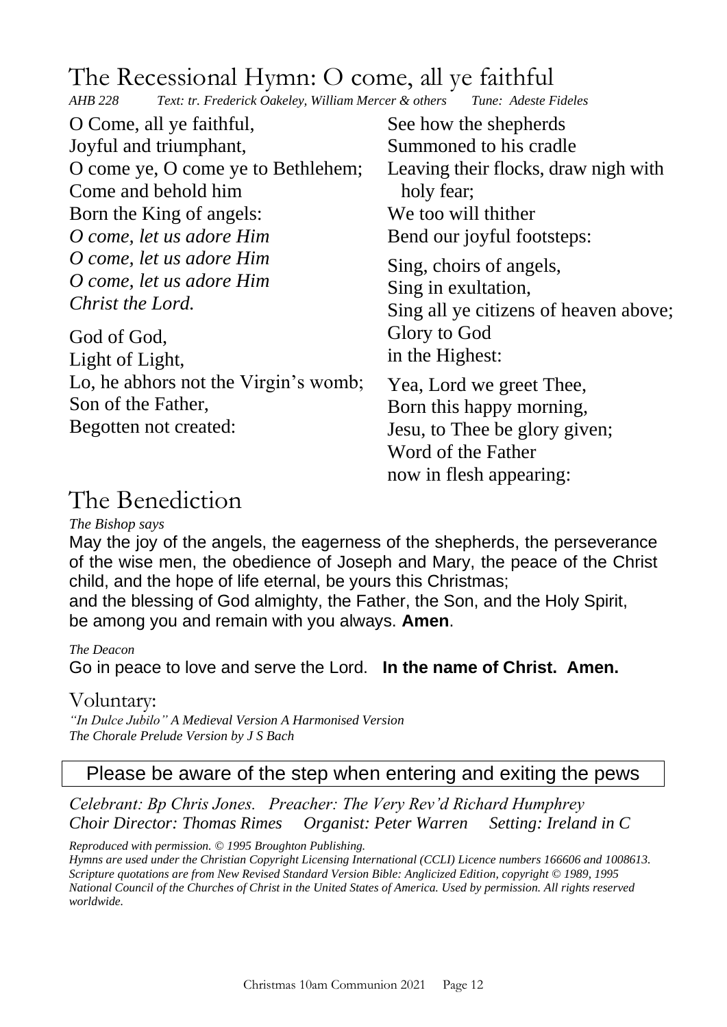# The Recessional Hymn: O come, all ye faithful

*AHB 228     Text: tr. Frederick Oakeley, William Mercer & others     Tune: Adeste Fideles*

O Come, all ye faithful,
Joyful and triumphant,
O come ye, O come ye to Bethlehem;
Come and behold him
Born the King of angels:
*O come, let us adore Him*
*O come, let us adore Him*
*O come, let us adore Him*
*Christ the Lord.*

God of God,
Light of Light,
Lo, he abhors not the Virgin's womb;
Son of the Father,
Begotten not created:

See how the shepherds
Summoned to his cradle
Leaving their flocks, draw nigh with holy fear;
We too will thither
Bend our joyful footsteps:

Sing, choirs of angels,
Sing in exultation,
Sing all ye citizens of heaven above;
Glory to God
in the Highest:

Yea, Lord we greet Thee,
Born this happy morning,
Jesu, to Thee be glory given;
Word of the Father
now in flesh appearing:

# The Benediction

*The Bishop says*

May the joy of the angels, the eagerness of the shepherds, the perseverance of the wise men, the obedience of Joseph and Mary, the peace of the Christ child, and the hope of life eternal, be yours this Christmas;
and the blessing of God almighty, the Father, the Son, and the Holy Spirit, be among you and remain with you always. **Amen**.

*The Deacon*

Go in peace to love and serve the Lord. **In the name of Christ. Amen.**

## Voluntary:

*"In Dulce Jubilo" A Medieval Version A Harmonised Version*
*The Chorale Prelude Version by J S Bach*

Please be aware of the step when entering and exiting the pews

*Celebrant: Bp Chris Jones. Preacher: The Very Rev'd Richard Humphrey*
*Choir Director: Thomas Rimes Organist: Peter Warren Setting: Ireland in C*

*Reproduced with permission. © 1995 Broughton Publishing.*
*Hymns are used under the Christian Copyright Licensing International (CCLI) Licence numbers 166606 and 1008613.*
*Scripture quotations are from New Revised Standard Version Bible: Anglicized Edition, copyright © 1989, 1995 National Council of the Churches of Christ in the United States of America. Used by permission. All rights reserved worldwide.*